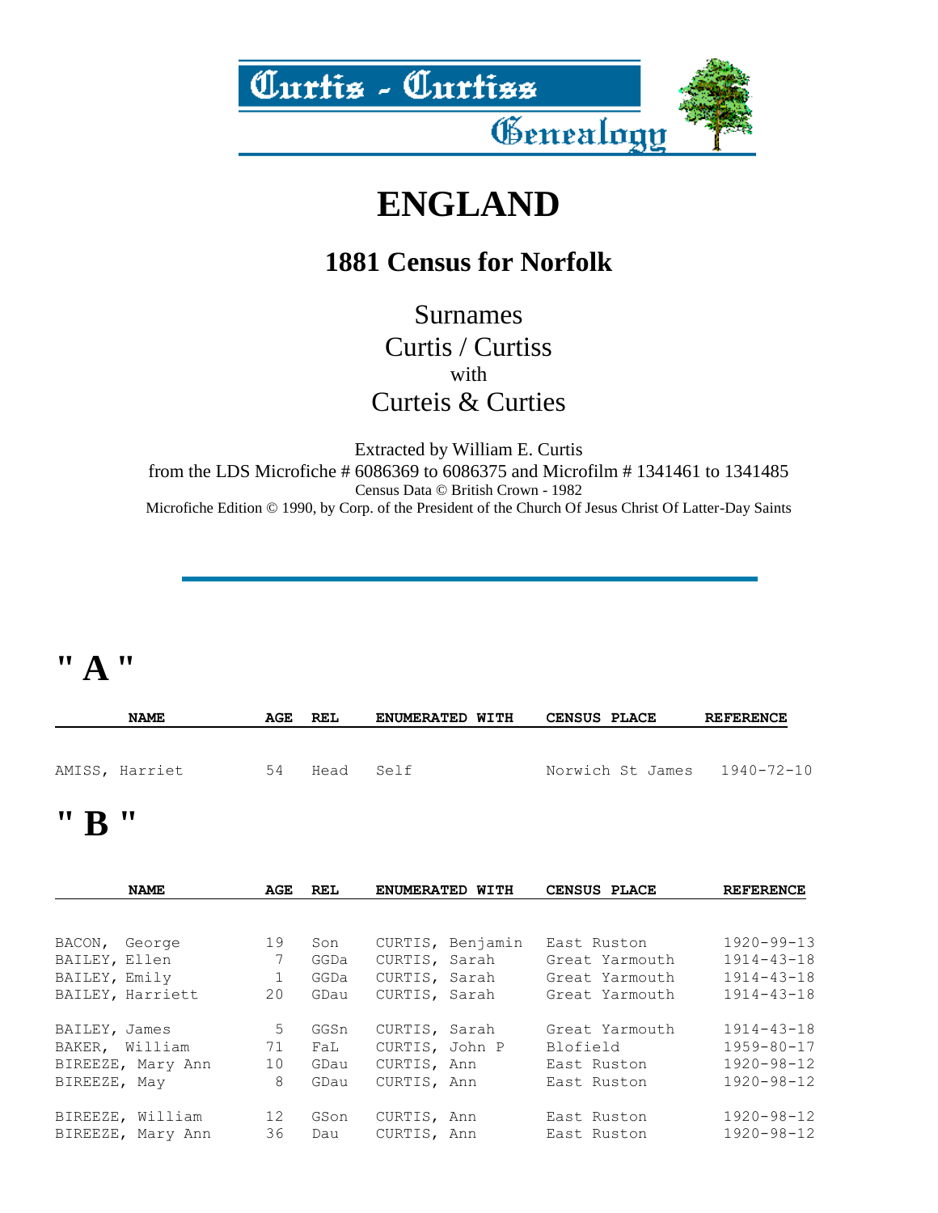# Curtis - Curtiss Genealogy

# ENGLAND

## 1881 Census for Norfolk

Surnames
Curtis / Curtiss
with
Curteis & Curties

Extracted by William E. Curtis
from the LDS Microfiche # 6086369 to 6086375 and Microfilm # 1341461 to 1341485
Census Data © British Crown - 1982
Microfiche Edition © 1990, by Corp. of the President of the Church Of Jesus Christ Of Latter-Day Saints

---

## " A "

| NAME | AGE | REL | ENUMERATED WITH | CENSUS PLACE | REFERENCE |
|---|---|---|---|---|---|
| AMISS, Harriet | 54 | Head | Self | Norwich St James | 1940-72-10 |

## " B "

| NAME | AGE | REL | ENUMERATED WITH | CENSUS PLACE | REFERENCE |
|---|---|---|---|---|---|
| BACON, George | 19 | Son | CURTIS, Benjamin | East Ruston | 1920-99-13 |
| BAILEY, Ellen | 7 | GGDa | CURTIS, Sarah | Great Yarmouth | 1914-43-18 |
| BAILEY, Emily | 1 | GGDa | CURTIS, Sarah | Great Yarmouth | 1914-43-18 |
| BAILEY, Harriett | 20 | GDau | CURTIS, Sarah | Great Yarmouth | 1914-43-18 |
| BAILEY, James | 5 | GGSn | CURTIS, Sarah | Great Yarmouth | 1914-43-18 |
| BAKER, William | 71 | FaL | CURTIS, John P | Blofield | 1959-80-17 |
| BIREEZE, Mary Ann | 10 | GDau | CURTIS, Ann | East Ruston | 1920-98-12 |
| BIREEZE, May | 8 | GDau | CURTIS, Ann | East Ruston | 1920-98-12 |
| BIREEZE, William | 12 | GSon | CURTIS, Ann | East Ruston | 1920-98-12 |
| BIREEZE, Mary Ann | 36 | Dau | CURTIS, Ann | East Ruston | 1920-98-12 |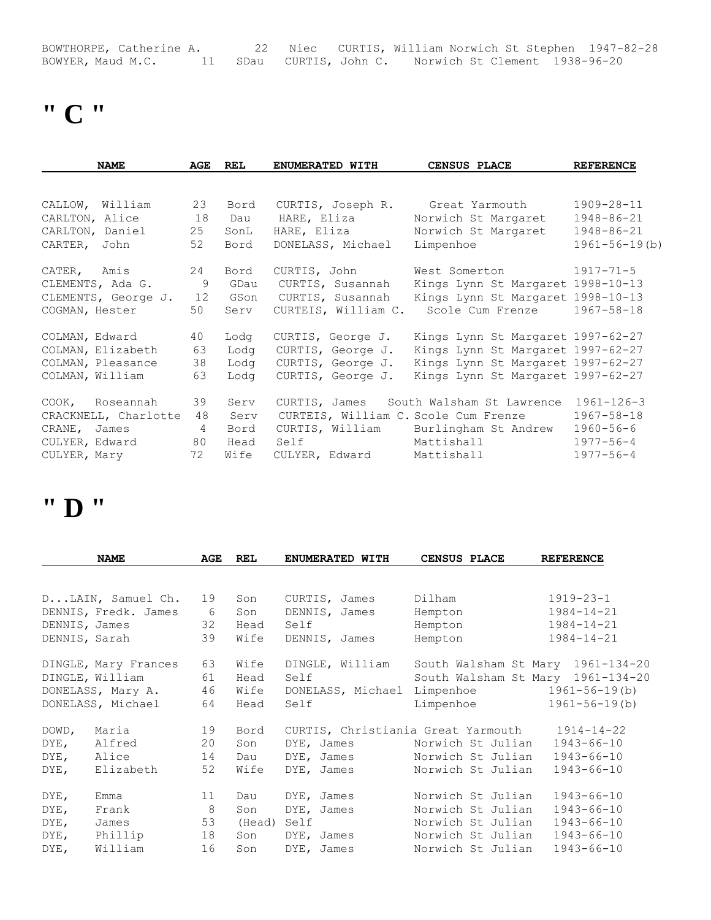| NAME | AGE | REL | ENUMERATED WITH | CENSUS PLACE | REFERENCE |
|---|---|---|---|---|---|
| BOWTHORPE, Catherine A. | 22 | Niec | CURTIS, William | Norwich St Stephen | 1947-82-28 |
| BOWYER, Maud M.C. | 11 | SDau | CURTIS, John C. | Norwich St Clement | 1938-96-20 |

# " C "

| NAME | AGE | REL | ENUMERATED WITH | CENSUS PLACE | REFERENCE |
|---|---|---|---|---|---|
| CALLOW, William | 23 | Bord | CURTIS, Joseph R. | Great Yarmouth | 1909-28-11 |
| CARLTON, Alice | 18 | Dau | HARE, Eliza | Norwich St Margaret | 1948-86-21 |
| CARLTON, Daniel | 25 | SonL | HARE, Eliza | Norwich St Margaret | 1948-86-21 |
| CARTER, John | 52 | Bord | DONELASS, Michael | Limpenhoe | 1961-56-19(b) |
| CATER, Amis | 24 | Bord | CURTIS, John | West Somerton | 1917-71-5 |
| CLEMENTS, Ada G. | 9 | GDau | CURTIS, Susannah | Kings Lynn St Margaret | 1998-10-13 |
| CLEMENTS, George J. | 12 | GSon | CURTIS, Susannah | Kings Lynn St Margaret | 1998-10-13 |
| COGMAN, Hester | 50 | Serv | CURTEIS, William C. | Scole Cum Frenze | 1967-58-18 |
| COLMAN, Edward | 40 | Lodg | CURTIS, George J. | Kings Lynn St Margaret | 1997-62-27 |
| COLMAN, Elizabeth | 63 | Lodg | CURTIS, George J. | Kings Lynn St Margaret | 1997-62-27 |
| COLMAN, Pleasance | 38 | Lodg | CURTIS, George J. | Kings Lynn St Margaret | 1997-62-27 |
| COLMAN, William | 63 | Lodg | CURTIS, George J. | Kings Lynn St Margaret | 1997-62-27 |
| COOK, Roseannah | 39 | Serv | CURTIS, James | South Walsham St Lawrence | 1961-126-3 |
| CRACKNELL, Charlotte | 48 | Serv | CURTEIS, William C. | Scole Cum Frenze | 1967-58-18 |
| CRANE, James | 4 | Bord | CURTIS, William | Burlingham St Andrew | 1960-56-6 |
| CULYER, Edward | 80 | Head | Self | Mattishall | 1977-56-4 |
| CULYER, Mary | 72 | Wife | CULYER, Edward | Mattishall | 1977-56-4 |

# " D "

| NAME | AGE | REL | ENUMERATED WITH | CENSUS PLACE | REFERENCE |
|---|---|---|---|---|---|
| D...LAIN, Samuel Ch. | 19 | Son | CURTIS, James | Dilham | 1919-23-1 |
| DENNIS, Fredk. James | 6 | Son | DENNIS, James | Hempton | 1984-14-21 |
| DENNIS, James | 32 | Head | Self | Hempton | 1984-14-21 |
| DENNIS, Sarah | 39 | Wife | DENNIS, James | Hempton | 1984-14-21 |
| DINGLE, Mary Frances | 63 | Wife | DINGLE, William | South Walsham St Mary | 1961-134-20 |
| DINGLE, William | 61 | Head | Self | South Walsham St Mary | 1961-134-20 |
| DONELASS, Mary A. | 46 | Wife | DONELASS, Michael | Limpenhoe | 1961-56-19(b) |
| DONELASS, Michael | 64 | Head | Self | Limpenhoe | 1961-56-19(b) |
| DOWD, Maria | 19 | Bord | CURTIS, Christiania | Great Yarmouth | 1914-14-22 |
| DYE, Alfred | 20 | Son | DYE, James | Norwich St Julian | 1943-66-10 |
| DYE, Alice | 14 | Dau | DYE, James | Norwich St Julian | 1943-66-10 |
| DYE, Elizabeth | 52 | Wife | DYE, James | Norwich St Julian | 1943-66-10 |
| DYE, Emma | 11 | Dau | DYE, James | Norwich St Julian | 1943-66-10 |
| DYE, Frank | 8 | Son | DYE, James | Norwich St Julian | 1943-66-10 |
| DYE, James | 53 | (Head) | Self | Norwich St Julian | 1943-66-10 |
| DYE, Phillip | 18 | Son | DYE, James | Norwich St Julian | 1943-66-10 |
| DYE, William | 16 | Son | DYE, James | Norwich St Julian | 1943-66-10 |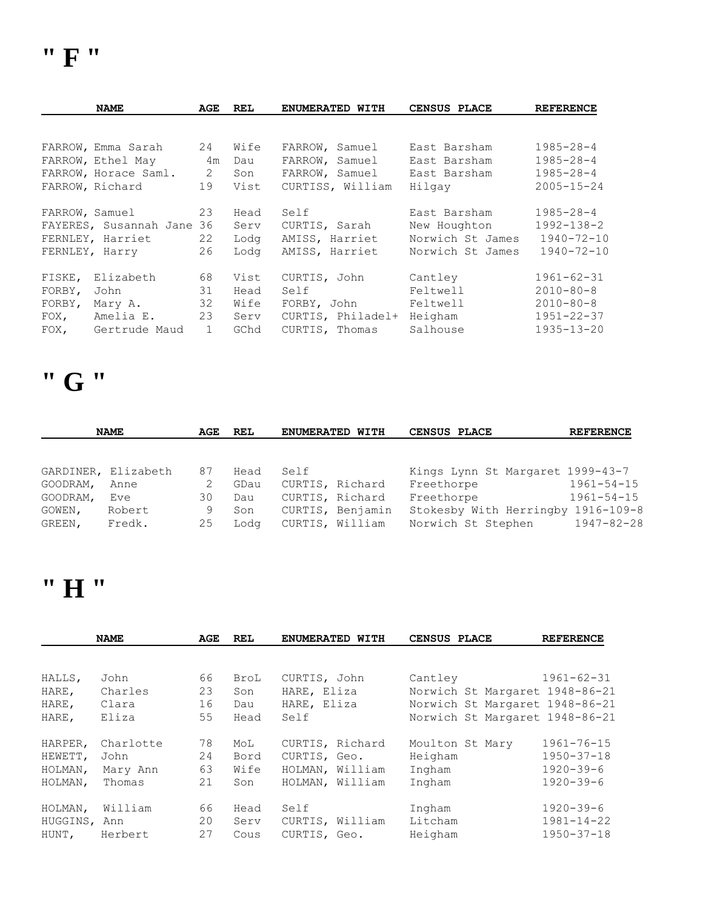# " F "

| NAME | AGE | REL | ENUMERATED WITH | CENSUS PLACE | REFERENCE |
|---|---|---|---|---|---|
| FARROW, Emma Sarah | 24 | Wife | FARROW, Samuel | East Barsham | 1985-28-4 |
| FARROW, Ethel May | 4m | Dau | FARROW, Samuel | East Barsham | 1985-28-4 |
| FARROW, Horace Saml. | 2 | Son | FARROW, Samuel | East Barsham | 1985-28-4 |
| FARROW, Richard | 19 | Vist | CURTISS, William | Hilgay | 2005-15-24 |
| FARROW, Samuel | 23 | Head | Self | East Barsham | 1985-28-4 |
| FAYERES, Susannah Jane | 36 | Serv | CURTIS, Sarah | New Houghton | 1992-138-2 |
| FERNLEY, Harriet | 22 | Lodg | AMISS, Harriet | Norwich St James | 1940-72-10 |
| FERNLEY, Harry | 26 | Lodg | AMISS, Harriet | Norwich St James | 1940-72-10 |
| FISKE, Elizabeth | 68 | Vist | CURTIS, John | Cantley | 1961-62-31 |
| FORBY, John | 31 | Head | Self | Feltwell | 2010-80-8 |
| FORBY, Mary A. | 32 | Wife | FORBY, John | Feltwell | 2010-80-8 |
| FOX, Amelia E. | 23 | Serv | CURTIS, Philadel+ | Heigham | 1951-22-37 |
| FOX, Gertrude Maud | 1 | GChd | CURTIS, Thomas | Salhouse | 1935-13-20 |

# " G "

| NAME | AGE | REL | ENUMERATED WITH | CENSUS PLACE | REFERENCE |
|---|---|---|---|---|---|
| GARDINER, Elizabeth | 87 | Head | Self | Kings Lynn St Margaret | 1999-43-7 |
| GOODRAM, Anne | 2 | GDau | CURTIS, Richard | Freethorpe | 1961-54-15 |
| GOODRAM, Eve | 30 | Dau | CURTIS, Richard | Freethorpe | 1961-54-15 |
| GOWEN, Robert | 9 | Son | CURTIS, Benjamin | Stokesby With Herringby | 1916-109-8 |
| GREEN, Fredk. | 25 | Lodg | CURTIS, William | Norwich St Stephen | 1947-82-28 |

# " H "

| NAME | AGE | REL | ENUMERATED WITH | CENSUS PLACE | REFERENCE |
|---|---|---|---|---|---|
| HALLS, John | 66 | BroL | CURTIS, John | Cantley | 1961-62-31 |
| HARE, Charles | 23 | Son | HARE, Eliza | Norwich St Margaret | 1948-86-21 |
| HARE, Clara | 16 | Dau | HARE, Eliza | Norwich St Margaret | 1948-86-21 |
| HARE, Eliza | 55 | Head | Self | Norwich St Margaret | 1948-86-21 |
| HARPER, Charlotte | 78 | MoL | CURTIS, Richard | Moulton St Mary | 1961-76-15 |
| HEWETT, John | 24 | Bord | CURTIS, Geo. | Heigham | 1950-37-18 |
| HOLMAN, Mary Ann | 63 | Wife | HOLMAN, William | Ingham | 1920-39-6 |
| HOLMAN, Thomas | 21 | Son | HOLMAN, William | Ingham | 1920-39-6 |
| HOLMAN, William | 66 | Head | Self | Ingham | 1920-39-6 |
| HUGGINS, Ann | 20 | Serv | CURTIS, William | Litcham | 1981-14-22 |
| HUNT, Herbert | 27 | Cous | CURTIS, Geo. | Heigham | 1950-37-18 |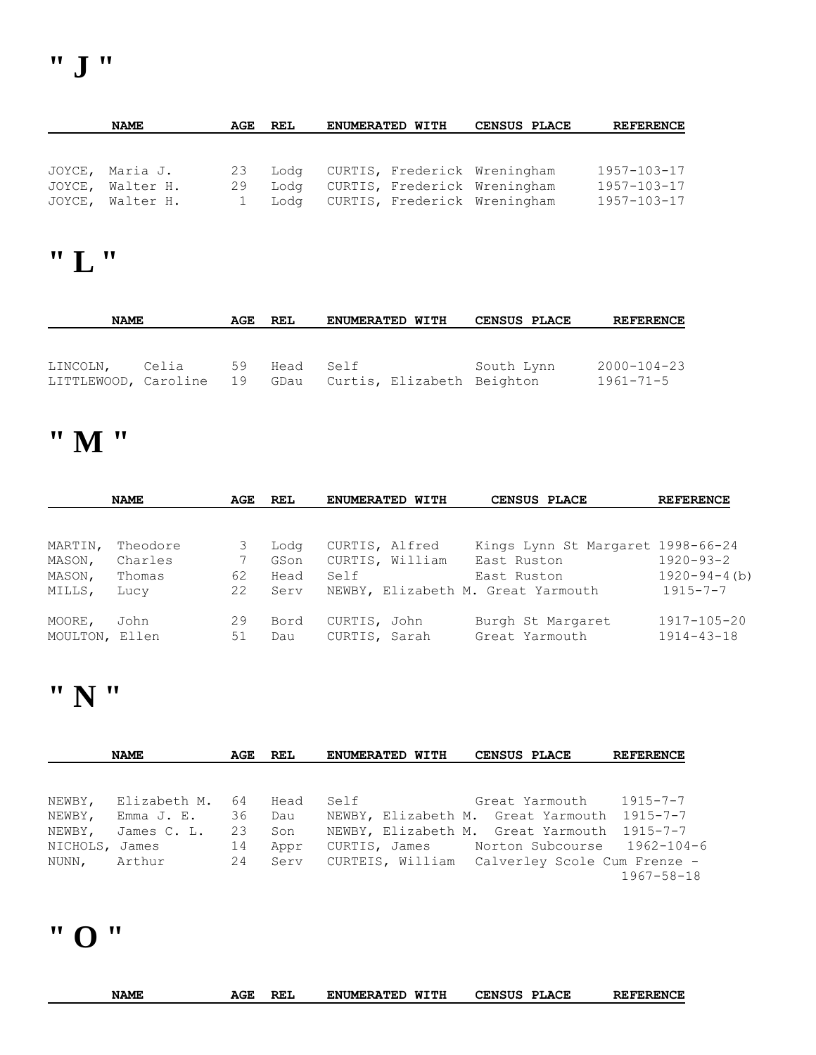# " J "

| NAME | AGE | REL | ENUMERATED WITH | CENSUS PLACE | REFERENCE |
|---|---|---|---|---|---|
| JOYCE, Maria J. | 23 | Lodg | CURTIS, Frederick | Wreningham | 1957-103-17 |
| JOYCE, Walter H. | 29 | Lodg | CURTIS, Frederick | Wreningham | 1957-103-17 |
| JOYCE, Walter H. | 1 | Lodg | CURTIS, Frederick | Wreningham | 1957-103-17 |

# " L "

| NAME | AGE | REL | ENUMERATED WITH | CENSUS PLACE | REFERENCE |
|---|---|---|---|---|---|
| LINCOLN, Celia | 59 | Head | Self | South Lynn | 2000-104-23 |
| LITTLEWOOD, Caroline | 19 | GDau | Curtis, Elizabeth | Beighton | 1961-71-5 |

# " M "

| NAME | AGE | REL | ENUMERATED WITH | CENSUS PLACE | REFERENCE |
|---|---|---|---|---|---|
| MARTIN, Theodore | 3 | Lodg | CURTIS, Alfred | Kings Lynn St Margaret | 1998-66-24 |
| MASON, Charles | 7 | GSon | CURTIS, William | East Ruston | 1920-93-2 |
| MASON, Thomas | 62 | Head | Self | East Ruston | 1920-94-4(b) |
| MILLS, Lucy | 22 | Serv | NEWBY, Elizabeth M. | Great Yarmouth | 1915-7-7 |
| MOORE, John | 29 | Bord | CURTIS, John | Burgh St Margaret | 1917-105-20 |
| MOULTON, Ellen | 51 | Dau | CURTIS, Sarah | Great Yarmouth | 1914-43-18 |

# " N "

| NAME | AGE | REL | ENUMERATED WITH | CENSUS PLACE | REFERENCE |
|---|---|---|---|---|---|
| NEWBY, Elizabeth M. | 64 | Head | Self | Great Yarmouth | 1915-7-7 |
| NEWBY, Emma J. E. | 36 | Dau | NEWBY, Elizabeth M. | Great Yarmouth | 1915-7-7 |
| NEWBY, James C. L. | 23 | Son | NEWBY, Elizabeth M. | Great Yarmouth | 1915-7-7 |
| NICHOLS, James | 14 | Appr | CURTIS, James | Norton Subcourse | 1962-104-6 |
| NUNN, Arthur | 24 | Serv | CURTEIS, William | Calverley Scole Cum Frenze - | 1967-58-18 |

# " O "

| NAME | AGE | REL | ENUMERATED WITH | CENSUS PLACE | REFERENCE |
|---|---|---|---|---|---|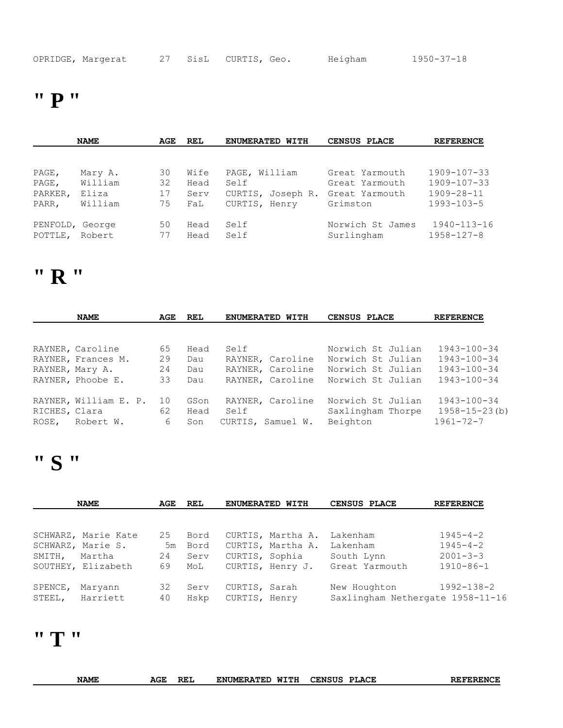| | | | | | |
|---|---|---|---|---|---|
| OPRIDGE, Margerat | 27 | SisL | CURTIS, Geo. | Heigham | 1950-37-18 |

# " P "

| NAME | AGE | REL | ENUMERATED WITH | CENSUS PLACE | REFERENCE |
|---|---|---|---|---|---|
| PAGE, Mary A. | 30 | Wife | PAGE, William | Great Yarmouth | 1909-107-33 |
| PAGE, William | 32 | Head | Self | Great Yarmouth | 1909-107-33 |
| PARKER, Eliza | 17 | Serv | CURTIS, Joseph R. | Great Yarmouth | 1909-28-11 |
| PARR, William | 75 | FaL | CURTIS, Henry | Grimston | 1993-103-5 |
| PENFOLD, George | 50 | Head | Self | Norwich St James | 1940-113-16 |
| POTTLE, Robert | 77 | Head | Self | Surlingham | 1958-127-8 |

# " R "

| NAME | AGE | REL | ENUMERATED WITH | CENSUS PLACE | REFERENCE |
|---|---|---|---|---|---|
| RAYNER, Caroline | 65 | Head | Self | Norwich St Julian | 1943-100-34 |
| RAYNER, Frances M. | 29 | Dau | RAYNER, Caroline | Norwich St Julian | 1943-100-34 |
| RAYNER, Mary A. | 24 | Dau | RAYNER, Caroline | Norwich St Julian | 1943-100-34 |
| RAYNER, Phoobe E. | 33 | Dau | RAYNER, Caroline | Norwich St Julian | 1943-100-34 |
| RAYNER, William E. P. | 10 | GSon | RAYNER, Caroline | Norwich St Julian | 1943-100-34 |
| RICHES, Clara | 62 | Head | Self | Saxlingham Thorpe | 1958-15-23(b) |
| ROSE, Robert W. | 6 | Son | CURTIS, Samuel W. | Beighton | 1961-72-7 |

# " S "

| NAME | AGE | REL | ENUMERATED WITH | CENSUS PLACE | REFERENCE |
|---|---|---|---|---|---|
| SCHWARZ, Marie Kate | 25 | Bord | CURTIS, Martha A. | Lakenham | 1945-4-2 |
| SCHWARZ, Marie S. | 5m | Bord | CURTIS, Martha A. | Lakenham | 1945-4-2 |
| SMITH, Martha | 24 | Serv | CURTIS, Sophia | South Lynn | 2001-3-3 |
| SOUTHEY, Elizabeth | 69 | MoL | CURTIS, Henry J. | Great Yarmouth | 1910-86-1 |
| SPENCE, Maryann | 32 | Serv | CURTIS, Sarah | New Houghton | 1992-138-2 |
| STEEL, Harriett | 40 | Hskp | CURTIS, Henry | Saxlingham Nethergate | 1958-11-16 |

# " T "

| NAME | AGE | REL | ENUMERATED WITH | CENSUS PLACE | REFERENCE |
|---|---|---|---|---|---|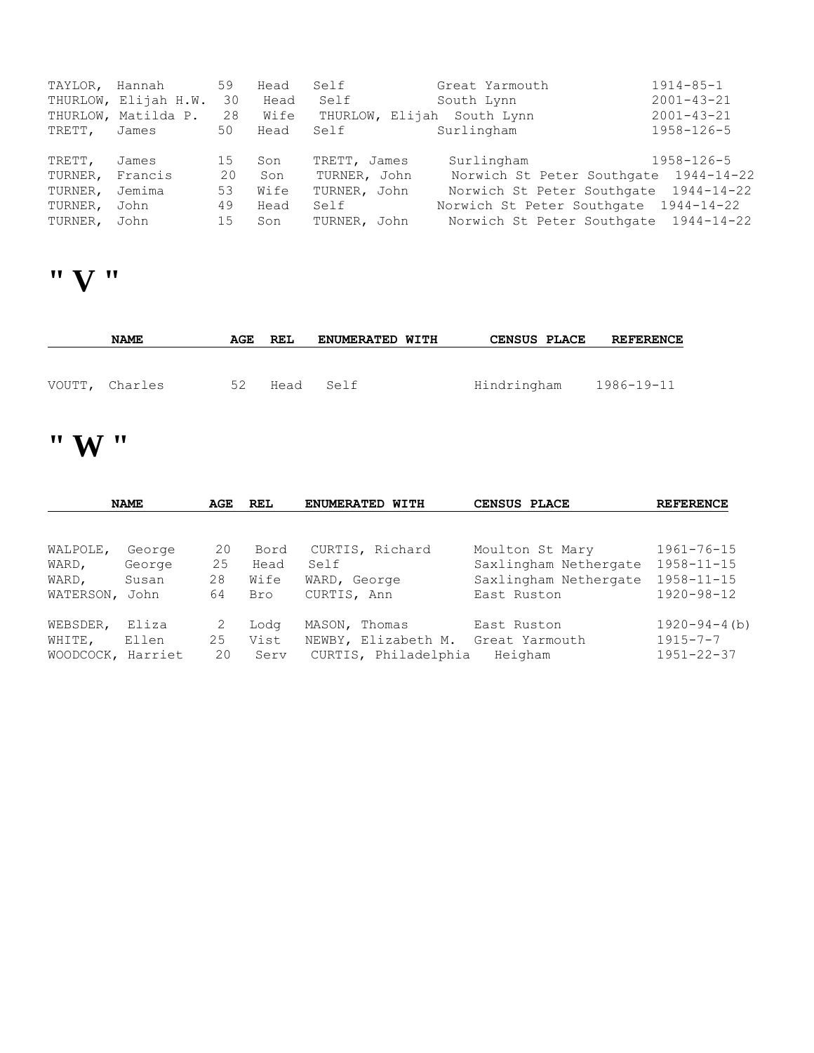| | | | | | |
|---|---|---|---|---|---|
| TAYLOR, Hannah | 59 | Head | Self | Great Yarmouth | 1914-85-1 |
| THURLOW, Elijah H.W. | 30 | Head | Self | South Lynn | 2001-43-21 |
| THURLOW, Matilda P. | 28 | Wife | THURLOW, Elijah | South Lynn | 2001-43-21 |
| TRETT, James | 50 | Head | Self | Surlingham | 1958-126-5 |
| TRETT, James | 15 | Son | TRETT, James | Surlingham | 1958-126-5 |
| TURNER, Francis | 20 | Son | TURNER, John | Norwich St Peter Southgate | 1944-14-22 |
| TURNER, Jemima | 53 | Wife | TURNER, John | Norwich St Peter Southgate | 1944-14-22 |
| TURNER, John | 49 | Head | Self | Norwich St Peter Southgate | 1944-14-22 |
| TURNER, John | 15 | Son | TURNER, John | Norwich St Peter Southgate | 1944-14-22 |

# " V "

| NAME | AGE | REL | ENUMERATED WITH | CENSUS PLACE | REFERENCE |
|---|---|---|---|---|---|
| VOUTT, Charles | 52 | Head | Self | Hindringham | 1986-19-11 |

# " W "

| NAME | AGE | REL | ENUMERATED WITH | CENSUS PLACE | REFERENCE |
|---|---|---|---|---|---|
| WALPOLE, George | 20 | Bord | CURTIS, Richard | Moulton St Mary | 1961-76-15 |
| WARD, George | 25 | Head | Self | Saxlingham Nethergate | 1958-11-15 |
| WARD, Susan | 28 | Wife | WARD, George | Saxlingham Nethergate | 1958-11-15 |
| WATERSON, John | 64 | Bro | CURTIS, Ann | East Ruston | 1920-98-12 |
| WEBSDER, Eliza | 2 | Lodg | MASON, Thomas | East Ruston | 1920-94-4(b) |
| WHITE, Ellen | 25 | Vist | NEWBY, Elizabeth M. | Great Yarmouth | 1915-7-7 |
| WOODCOCK, Harriet | 20 | Serv | CURTIS, Philadelphia | Heigham | 1951-22-37 |